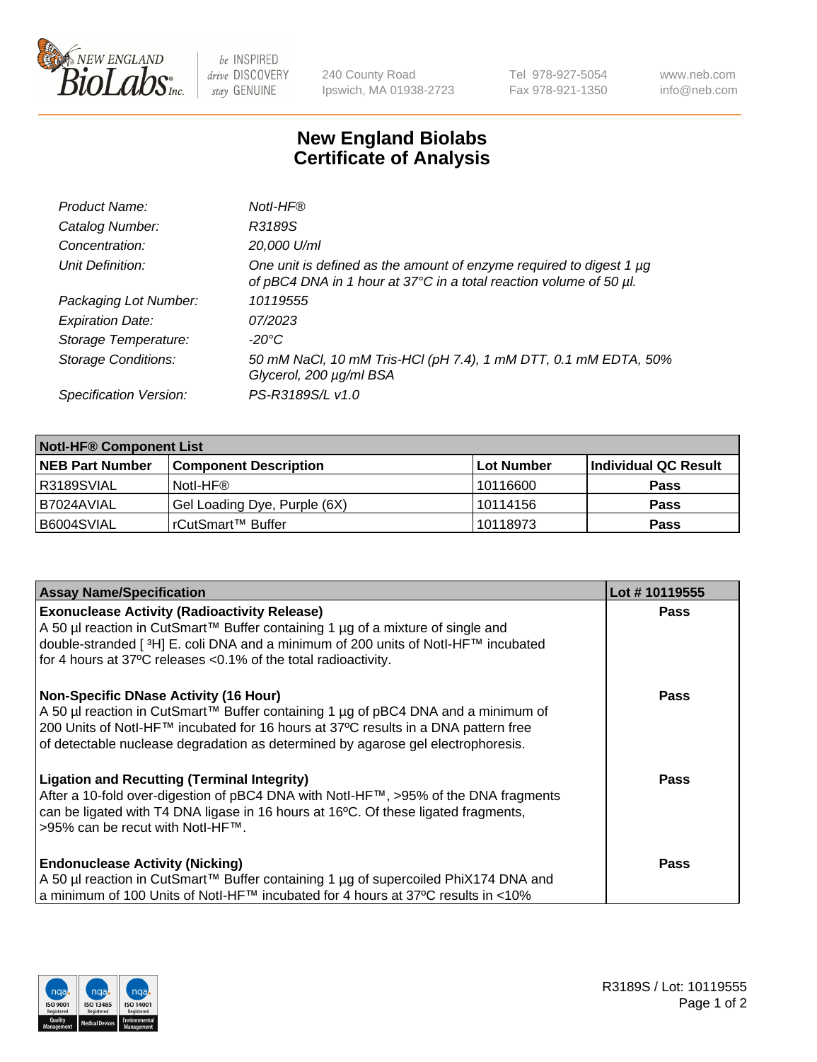# New England Biolabs
## Certificate of Analysis

| | |
|---|---|
| *Product Name:* | *NotI-HF®* |
| *Catalog Number:* | *R3189S* |
| *Concentration:* | *20,000 U/ml* |
| *Unit Definition:* | *One unit is defined as the amount of enzyme required to digest 1 µg of pBC4 DNA in 1 hour at 37°C in a total reaction volume of 50 µl.* |
| *Packaging Lot Number:* | *10119555* |
| *Expiration Date:* | *07/2023* |
| *Storage Temperature:* | *-20°C* |
| *Storage Conditions:* | *50 mM NaCl, 10 mM Tris-HCl (pH 7.4), 1 mM DTT, 0.1 mM EDTA, 50% Glycerol, 200 µg/ml BSA* |
| *Specification Version:* | *PS-R3189S/L v1.0* |

| **NotI-HF® Component List** | | | |
|---|---|---|---|
| **NEB Part Number** | **Component Description** | **Lot Number** | **Individual QC Result** |
| R3189SVIAL | NotI-HF® | 10116600 | **Pass** |
| B7024AVIAL | Gel Loading Dye, Purple (6X) | 10114156 | **Pass** |
| B6004SVIAL | rCutSmart™ Buffer | 10118973 | **Pass** |

| **Assay Name/Specification** | **Lot # 10119555** |
|---|---|
| **Exonuclease Activity (Radioactivity Release)**<br>A 50 µl reaction in CutSmart™ Buffer containing 1 µg of a mixture of single and double-stranded [ $^3$H] E. coli DNA and a minimum of 200 units of NotI-HF™ incubated for 4 hours at 37ºC releases <0.1% of the total radioactivity. | **Pass** |
| **Non-Specific DNase Activity (16 Hour)**<br>A 50 µl reaction in CutSmart™ Buffer containing 1 µg of pBC4 DNA and a minimum of 200 Units of NotI-HF™ incubated for 16 hours at 37ºC results in a DNA pattern free of detectable nuclease degradation as determined by agarose gel electrophoresis. | **Pass** |
| **Ligation and Recutting (Terminal Integrity)**<br>After a 10-fold over-digestion of pBC4 DNA with NotI-HF™, >95% of the DNA fragments can be ligated with T4 DNA ligase in 16 hours at 16ºC. Of these ligated fragments, >95% can be recut with NotI-HF™. | **Pass** |
| **Endonuclease Activity (Nicking)**<br>A 50 µl reaction in CutSmart™ Buffer containing 1 µg of supercoiled PhiX174 DNA and a minimum of 100 Units of NotI-HF™ incubated for 4 hours at 37ºC results in <10% | **Pass** |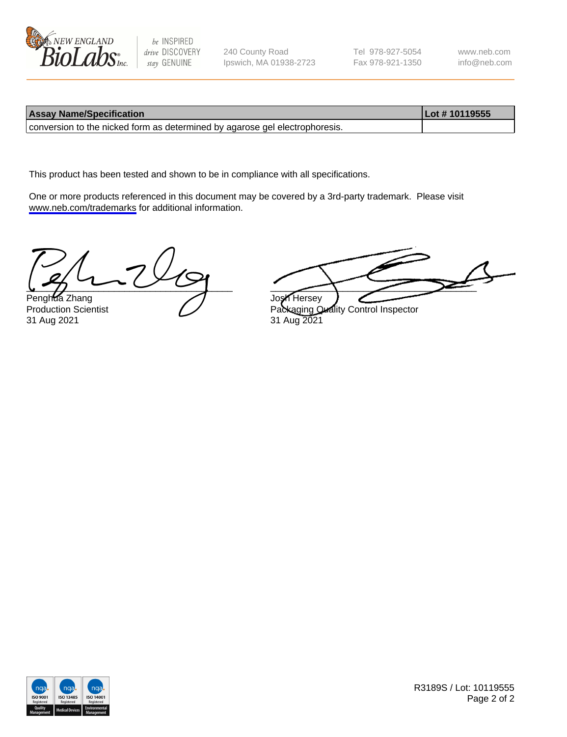| Assay Name/Specification | Lot # 10119555 |
|---|---|
| conversion to the nicked form as determined by agarose gel electrophoresis. | |

This product has been tested and shown to be in compliance with all specifications.

One or more products referenced in this document may be covered by a 3rd-party trademark. Please visit www.neb.com/trademarks for additional information.

Penghua Zhang
Production Scientist
31 Aug 2021

Josh Hersey
Packaging Quality Control Inspector
31 Aug 2021

R3189S / Lot: 10119555